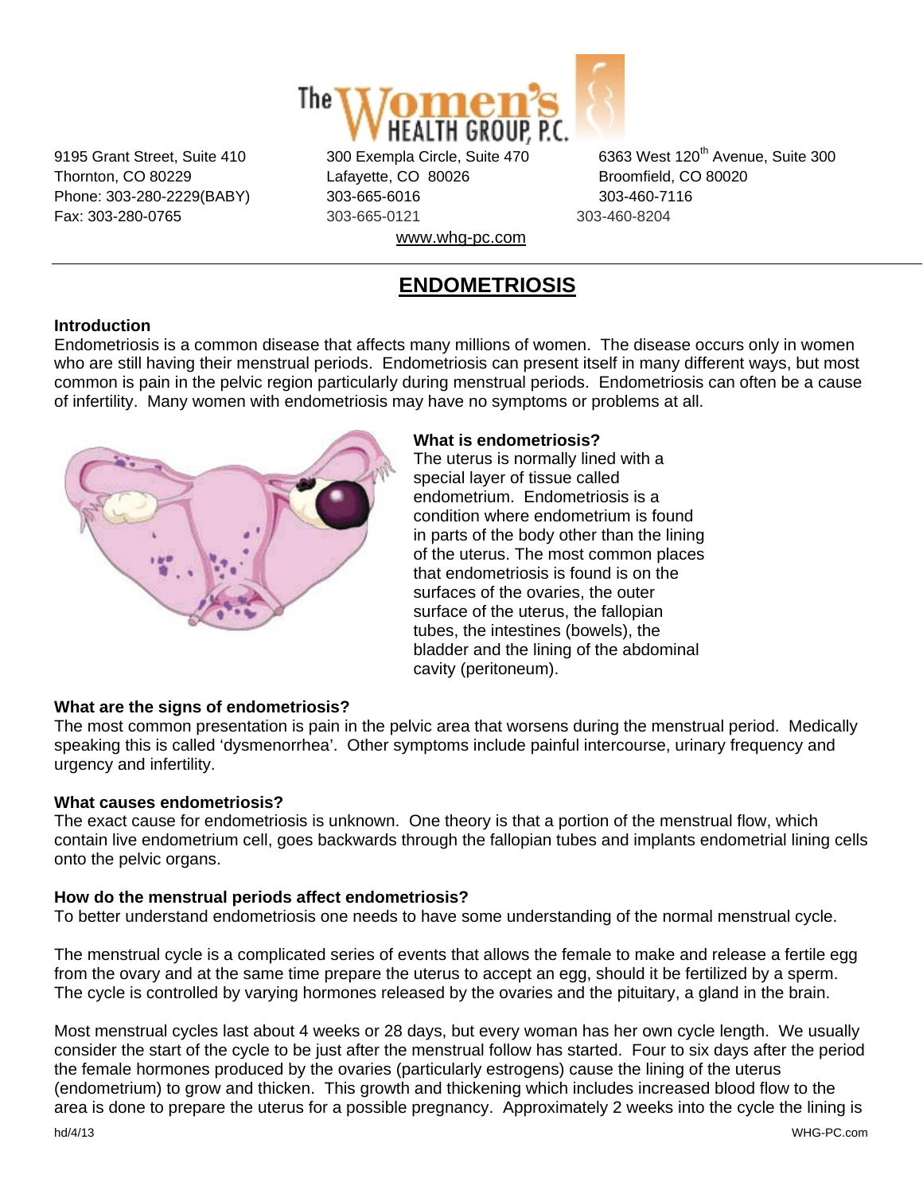The Women's Health Group, P.C.

9195 Grant Street, Suite 410
Thornton, CO 80229
Phone: 303-280-2229(BABY)
Fax: 303-280-0765

300 Exempla Circle, Suite 470
Lafayette, CO 80026
303-665-6016
303-665-0121

6363 West 120th Avenue, Suite 300
Broomfield, CO 80020
303-460-7116
303-460-8204

www.whg-pc.com

# ENDOMETRIOSIS

**Introduction**

Endometriosis is a common disease that affects many millions of women. The disease occurs only in women who are still having their menstrual periods. Endometriosis can present itself in many different ways, but most common is pain in the pelvic region particularly during menstrual periods. Endometriosis can often be a cause of infertility. Many women with endometriosis may have no symptoms or problems at all.

**What is endometriosis?**

The uterus is normally lined with a special layer of tissue called endometrium. Endometriosis is a condition where endometrium is found in parts of the body other than the lining of the uterus. The most common places that endometriosis is found is on the surfaces of the ovaries, the outer surface of the uterus, the fallopian tubes, the intestines (bowels), the bladder and the lining of the abdominal cavity (peritoneum).

**What are the signs of endometriosis?**

The most common presentation is pain in the pelvic area that worsens during the menstrual period. Medically speaking this is called 'dysmenorrhea'. Other symptoms include painful intercourse, urinary frequency and urgency and infertility.

**What causes endometriosis?**

The exact cause for endometriosis is unknown. One theory is that a portion of the menstrual flow, which contain live endometrium cell, goes backwards through the fallopian tubes and implants endometrial lining cells onto the pelvic organs.

**How do the menstrual periods affect endometriosis?**

To better understand endometriosis one needs to have some understanding of the normal menstrual cycle.

The menstrual cycle is a complicated series of events that allows the female to make and release a fertile egg from the ovary and at the same time prepare the uterus to accept an egg, should it be fertilized by a sperm. The cycle is controlled by varying hormones released by the ovaries and the pituitary, a gland in the brain.

Most menstrual cycles last about 4 weeks or 28 days, but every woman has her own cycle length. We usually consider the start of the cycle to be just after the menstrual follow has started. Four to six days after the period the female hormones produced by the ovaries (particularly estrogens) cause the lining of the uterus (endometrium) to grow and thicken. This growth and thickening which includes increased blood flow to the area is done to prepare the uterus for a possible pregnancy. Approximately 2 weeks into the cycle the lining is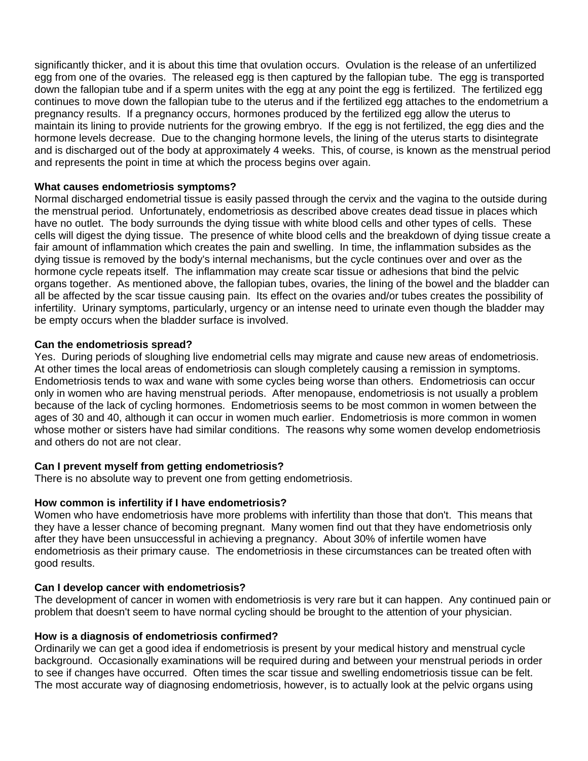significantly thicker, and it is about this time that ovulation occurs. Ovulation is the release of an unfertilized egg from one of the ovaries. The released egg is then captured by the fallopian tube. The egg is transported down the fallopian tube and if a sperm unites with the egg at any point the egg is fertilized. The fertilized egg continues to move down the fallopian tube to the uterus and if the fertilized egg attaches to the endometrium a pregnancy results. If a pregnancy occurs, hormones produced by the fertilized egg allow the uterus to maintain its lining to provide nutrients for the growing embryo. If the egg is not fertilized, the egg dies and the hormone levels decrease. Due to the changing hormone levels, the lining of the uterus starts to disintegrate and is discharged out of the body at approximately 4 weeks. This, of course, is known as the menstrual period and represents the point in time at which the process begins over again.

**What causes endometriosis symptoms?**
Normal discharged endometrial tissue is easily passed through the cervix and the vagina to the outside during the menstrual period. Unfortunately, endometriosis as described above creates dead tissue in places which have no outlet. The body surrounds the dying tissue with white blood cells and other types of cells. These cells will digest the dying tissue. The presence of white blood cells and the breakdown of dying tissue create a fair amount of inflammation which creates the pain and swelling. In time, the inflammation subsides as the dying tissue is removed by the body's internal mechanisms, but the cycle continues over and over as the hormone cycle repeats itself. The inflammation may create scar tissue or adhesions that bind the pelvic organs together. As mentioned above, the fallopian tubes, ovaries, the lining of the bowel and the bladder can all be affected by the scar tissue causing pain. Its effect on the ovaries and/or tubes creates the possibility of infertility. Urinary symptoms, particularly, urgency or an intense need to urinate even though the bladder may be empty occurs when the bladder surface is involved.

**Can the endometriosis spread?**
Yes. During periods of sloughing live endometrial cells may migrate and cause new areas of endometriosis. At other times the local areas of endometriosis can slough completely causing a remission in symptoms. Endometriosis tends to wax and wane with some cycles being worse than others. Endometriosis can occur only in women who are having menstrual periods. After menopause, endometriosis is not usually a problem because of the lack of cycling hormones. Endometriosis seems to be most common in women between the ages of 30 and 40, although it can occur in women much earlier. Endometriosis is more common in women whose mother or sisters have had similar conditions. The reasons why some women develop endometriosis and others do not are not clear.

**Can I prevent myself from getting endometriosis?**
There is no absolute way to prevent one from getting endometriosis.

**How common is infertility if I have endometriosis?**
Women who have endometriosis have more problems with infertility than those that don't. This means that they have a lesser chance of becoming pregnant. Many women find out that they have endometriosis only after they have been unsuccessful in achieving a pregnancy. About 30% of infertile women have endometriosis as their primary cause. The endometriosis in these circumstances can be treated often with good results.

**Can I develop cancer with endometriosis?**
The development of cancer in women with endometriosis is very rare but it can happen. Any continued pain or problem that doesn't seem to have normal cycling should be brought to the attention of your physician.

**How is a diagnosis of endometriosis confirmed?**
Ordinarily we can get a good idea if endometriosis is present by your medical history and menstrual cycle background. Occasionally examinations will be required during and between your menstrual periods in order to see if changes have occurred. Often times the scar tissue and swelling endometriosis tissue can be felt. The most accurate way of diagnosing endometriosis, however, is to actually look at the pelvic organs using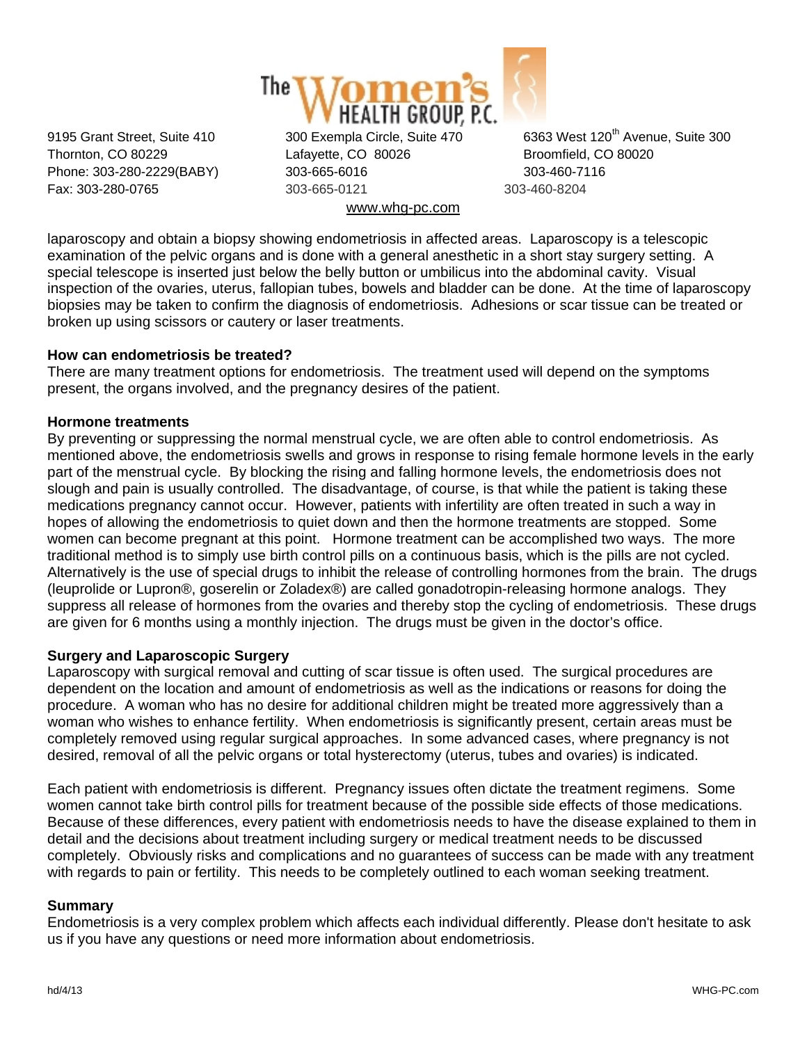laparoscopy and obtain a biopsy showing endometriosis in affected areas. Laparoscopy is a telescopic examination of the pelvic organs and is done with a general anesthetic in a short stay surgery setting. A special telescope is inserted just below the belly button or umbilicus into the abdominal cavity. Visual inspection of the ovaries, uterus, fallopian tubes, bowels and bladder can be done. At the time of laparoscopy biopsies may be taken to confirm the diagnosis of endometriosis. Adhesions or scar tissue can be treated or broken up using scissors or cautery or laser treatments.

**How can endometriosis be treated?**

There are many treatment options for endometriosis. The treatment used will depend on the symptoms present, the organs involved, and the pregnancy desires of the patient.

**Hormone treatments**

By preventing or suppressing the normal menstrual cycle, we are often able to control endometriosis. As mentioned above, the endometriosis swells and grows in response to rising female hormone levels in the early part of the menstrual cycle. By blocking the rising and falling hormone levels, the endometriosis does not slough and pain is usually controlled. The disadvantage, of course, is that while the patient is taking these medications pregnancy cannot occur. However, patients with infertility are often treated in such a way in hopes of allowing the endometriosis to quiet down and then the hormone treatments are stopped. Some women can become pregnant at this point. Hormone treatment can be accomplished two ways. The more traditional method is to simply use birth control pills on a continuous basis, which is the pills are not cycled. Alternatively is the use of special drugs to inhibit the release of controlling hormones from the brain. The drugs (leuprolide or Lupron®, goserelin or Zoladex®) are called gonadotropin-releasing hormone analogs. They suppress all release of hormones from the ovaries and thereby stop the cycling of endometriosis. These drugs are given for 6 months using a monthly injection. The drugs must be given in the doctor's office.

**Surgery and Laparoscopic Surgery**

Laparoscopy with surgical removal and cutting of scar tissue is often used. The surgical procedures are dependent on the location and amount of endometriosis as well as the indications or reasons for doing the procedure. A woman who has no desire for additional children might be treated more aggressively than a woman who wishes to enhance fertility. When endometriosis is significantly present, certain areas must be completely removed using regular surgical approaches. In some advanced cases, where pregnancy is not desired, removal of all the pelvic organs or total hysterectomy (uterus, tubes and ovaries) is indicated.

Each patient with endometriosis is different. Pregnancy issues often dictate the treatment regimens. Some women cannot take birth control pills for treatment because of the possible side effects of those medications. Because of these differences, every patient with endometriosis needs to have the disease explained to them in detail and the decisions about treatment including surgery or medical treatment needs to be discussed completely. Obviously risks and complications and no guarantees of success can be made with any treatment with regards to pain or fertility. This needs to be completely outlined to each woman seeking treatment.

**Summary**

Endometriosis is a very complex problem which affects each individual differently. Please don't hesitate to ask us if you have any questions or need more information about endometriosis.